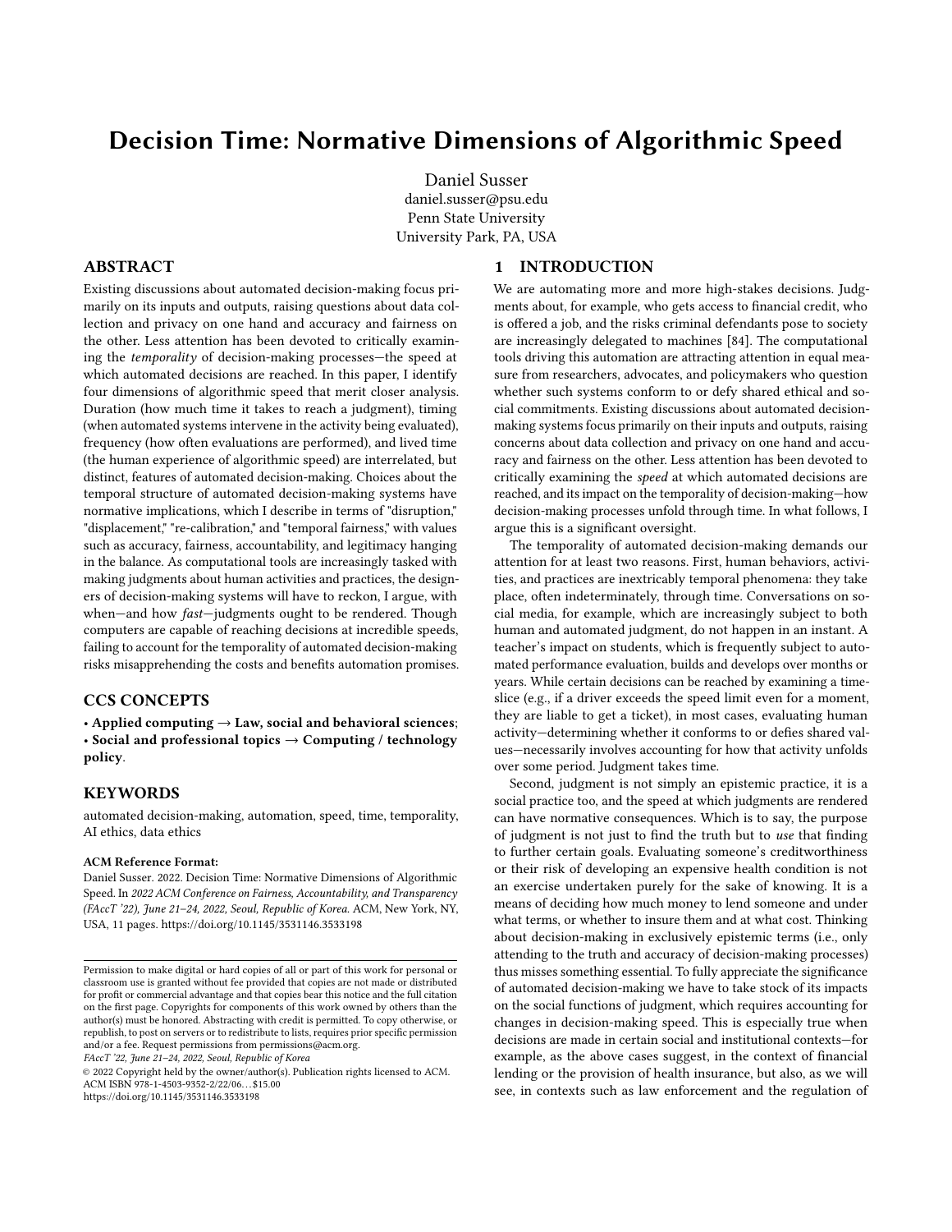# Decision Time: Normative Dimensions of Algorithmic Speed

Daniel Susser
daniel.susser@psu.edu
Penn State University
University Park, PA, USA

## ABSTRACT

Existing discussions about automated decision-making focus primarily on its inputs and outputs, raising questions about data collection and privacy on one hand and accuracy and fairness on the other. Less attention has been devoted to critically examining the *temporality* of decision-making processes—the speed at which automated decisions are reached. In this paper, I identify four dimensions of algorithmic speed that merit closer analysis. Duration (how much time it takes to reach a judgment), timing (when automated systems intervene in the activity being evaluated), frequency (how often evaluations are performed), and lived time (the human experience of algorithmic speed) are interrelated, but distinct, features of automated decision-making. Choices about the temporal structure of automated decision-making systems have normative implications, which I describe in terms of "disruption," "displacement," "re-calibration," and "temporal fairness," with values such as accuracy, fairness, accountability, and legitimacy hanging in the balance. As computational tools are increasingly tasked with making judgments about human activities and practices, the designers of decision-making systems will have to reckon, I argue, with when—and how *fast*—judgments ought to be rendered. Though computers are capable of reaching decisions at incredible speeds, failing to account for the temporality of automated decision-making risks misapprehending the costs and benefits automation promises.

## CCS CONCEPTS

- **Applied computing → Law, social and behavioral sciences**; • **Social and professional topics → Computing / technology policy**.

## KEYWORDS

automated decision-making, automation, speed, time, temporality, AI ethics, data ethics

**ACM Reference Format:**
Daniel Susser. 2022. Decision Time: Normative Dimensions of Algorithmic Speed. In *2022 ACM Conference on Fairness, Accountability, and Transparency (FAccT '22), June 21–24, 2022, Seoul, Republic of Korea.* ACM, New York, NY, USA, 11 pages. https://doi.org/10.1145/3531146.3533198

Permission to make digital or hard copies of all or part of this work for personal or classroom use is granted without fee provided that copies are not made or distributed for profit or commercial advantage and that copies bear this notice and the full citation on the first page. Copyrights for components of this work owned by others than the author(s) must be honored. Abstracting with credit is permitted. To copy otherwise, or republish, to post on servers or to redistribute to lists, requires prior specific permission and/or a fee. Request permissions from permissions@acm.org.
*FAccT '22, June 21–24, 2022, Seoul, Republic of Korea*
© 2022 Copyright held by the owner/author(s). Publication rights licensed to ACM.
ACM ISBN 978-1-4503-9352-2/22/06...$15.00
https://doi.org/10.1145/3531146.3533198

## 1 INTRODUCTION

We are automating more and more high-stakes decisions. Judgments about, for example, who gets access to financial credit, who is offered a job, and the risks criminal defendants pose to society are increasingly delegated to machines [84]. The computational tools driving this automation are attracting attention in equal measure from researchers, advocates, and policymakers who question whether such systems conform to or defy shared ethical and social commitments. Existing discussions about automated decision-making systems focus primarily on their inputs and outputs, raising concerns about data collection and privacy on one hand and accuracy and fairness on the other. Less attention has been devoted to critically examining the *speed* at which automated decisions are reached, and its impact on the temporality of decision-making—how decision-making processes unfold through time. In what follows, I argue this is a significant oversight.

The temporality of automated decision-making demands our attention for at least two reasons. First, human behaviors, activities, and practices are inextricably temporal phenomena: they take place, often indeterminately, through time. Conversations on social media, for example, which are increasingly subject to both human and automated judgment, do not happen in an instant. A teacher's impact on students, which is frequently subject to automated performance evaluation, builds and develops over months or years. While certain decisions can be reached by examining a time-slice (e.g., if a driver exceeds the speed limit even for a moment, they are liable to get a ticket), in most cases, evaluating human activity—determining whether it conforms to or defies shared values—necessarily involves accounting for how that activity unfolds over some period. Judgment takes time.

Second, judgment is not simply an epistemic practice, it is a social practice too, and the speed at which judgments are rendered can have normative consequences. Which is to say, the purpose of judgment is not just to find the truth but to *use* that finding to further certain goals. Evaluating someone's creditworthiness or their risk of developing an expensive health condition is not an exercise undertaken purely for the sake of knowing. It is a means of deciding how much money to lend someone and under what terms, or whether to insure them and at what cost. Thinking about decision-making in exclusively epistemic terms (i.e., only attending to the truth and accuracy of decision-making processes) thus misses something essential. To fully appreciate the significance of automated decision-making we have to take stock of its impacts on the social functions of judgment, which requires accounting for changes in decision-making speed. This is especially true when decisions are made in certain social and institutional contexts—for example, as the above cases suggest, in the context of financial lending or the provision of health insurance, but also, as we will see, in contexts such as law enforcement and the regulation of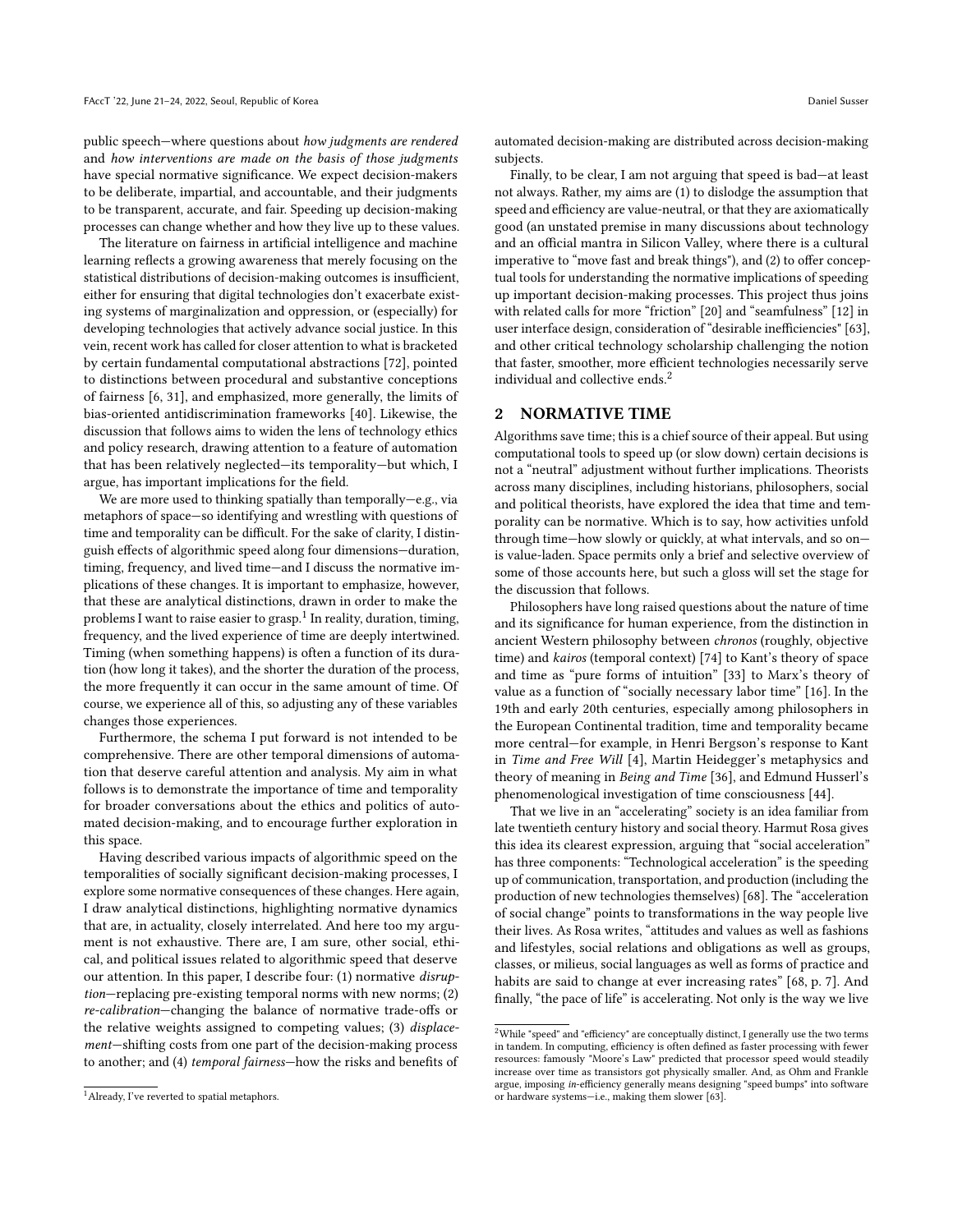public speech—where questions about *how judgments are rendered* and *how interventions are made on the basis of those judgments* have special normative significance. We expect decision-makers to be deliberate, impartial, and accountable, and their judgments to be transparent, accurate, and fair. Speeding up decision-making processes can change whether and how they live up to these values.

The literature on fairness in artificial intelligence and machine learning reflects a growing awareness that merely focusing on the statistical distributions of decision-making outcomes is insufficient, either for ensuring that digital technologies don't exacerbate existing systems of marginalization and oppression, or (especially) for developing technologies that actively advance social justice. In this vein, recent work has called for closer attention to what is bracketed by certain fundamental computational abstractions [72], pointed to distinctions between procedural and substantive conceptions of fairness [6, 31], and emphasized, more generally, the limits of bias-oriented antidiscrimination frameworks [40]. Likewise, the discussion that follows aims to widen the lens of technology ethics and policy research, drawing attention to a feature of automation that has been relatively neglected—its temporality—but which, I argue, has important implications for the field.

We are more used to thinking spatially than temporally—e.g., via metaphors of space—so identifying and wrestling with questions of time and temporality can be difficult. For the sake of clarity, I distinguish effects of algorithmic speed along four dimensions—duration, timing, frequency, and lived time—and I discuss the normative implications of these changes. It is important to emphasize, however, that these are analytical distinctions, drawn in order to make the problems I want to raise easier to grasp.[1] In reality, duration, timing, frequency, and the lived experience of time are deeply intertwined. Timing (when something happens) is often a function of its duration (how long it takes), and the shorter the duration of the process, the more frequently it can occur in the same amount of time. Of course, we experience all of this, so adjusting any of these variables changes those experiences.

Furthermore, the schema I put forward is not intended to be comprehensive. There are other temporal dimensions of automation that deserve careful attention and analysis. My aim in what follows is to demonstrate the importance of time and temporality for broader conversations about the ethics and politics of automated decision-making, and to encourage further exploration in this space.

Having described various impacts of algorithmic speed on the temporalities of socially significant decision-making processes, I explore some normative consequences of these changes. Here again, I draw analytical distinctions, highlighting normative dynamics that are, in actuality, closely interrelated. And here too my argument is not exhaustive. There are, I am sure, other social, ethical, and political issues related to algorithmic speed that deserve our attention. In this paper, I describe four: (1) normative *disruption*—replacing pre-existing temporal norms with new norms; (2) *re-calibration*—changing the balance of normative trade-offs or the relative weights assigned to competing values; (3) *displacement*—shifting costs from one part of the decision-making process to another; and (4) *temporal fairness*—how the risks and benefits of automated decision-making are distributed across decision-making subjects.

Finally, to be clear, I am not arguing that speed is bad—at least not always. Rather, my aims are (1) to dislodge the assumption that speed and efficiency are value-neutral, or that they are axiomatically good (an unstated premise in many discussions about technology and an official mantra in Silicon Valley, where there is a cultural imperative to "move fast and break things"), and (2) to offer conceptual tools for understanding the normative implications of speeding up important decision-making processes. This project thus joins with related calls for more "friction" [20] and "seamfulness" [12] in user interface design, consideration of "desirable inefficiencies" [63], and other critical technology scholarship challenging the notion that faster, smoother, more efficient technologies necessarily serve individual and collective ends.[2]

## 2 NORMATIVE TIME

Algorithms save time; this is a chief source of their appeal. But using computational tools to speed up (or slow down) certain decisions is not a "neutral" adjustment without further implications. Theorists across many disciplines, including historians, philosophers, social and political theorists, have explored the idea that time and temporality can be normative. Which is to say, how activities unfold through time—how slowly or quickly, at what intervals, and so on—is value-laden. Space permits only a brief and selective overview of some of those accounts here, but such a gloss will set the stage for the discussion that follows.

Philosophers have long raised questions about the nature of time and its significance for human experience, from the distinction in ancient Western philosophy between *chronos* (roughly, objective time) and *kairos* (temporal context) [74] to Kant's theory of space and time as "pure forms of intuition" [33] to Marx's theory of value as a function of "socially necessary labor time" [16]. In the 19th and early 20th centuries, especially among philosophers in the European Continental tradition, time and temporality became more central—for example, in Henri Bergson's response to Kant in *Time and Free Will* [4], Martin Heidegger's metaphysics and theory of meaning in *Being and Time* [36], and Edmund Husserl's phenomenological investigation of time consciousness [44].

That we live in an "accelerating" society is an idea familiar from late twentieth century history and social theory. Harmut Rosa gives this idea its clearest expression, arguing that "social acceleration" has three components: "Technological acceleration" is the speeding up of communication, transportation, and production (including the production of new technologies themselves) [68]. The "acceleration of social change" points to transformations in the way people live their lives. As Rosa writes, "attitudes and values as well as fashions and lifestyles, social relations and obligations as well as groups, classes, or milieus, social languages as well as forms of practice and habits are said to change at ever increasing rates" [68, p. 7]. And finally, "the pace of life" is accelerating. Not only is the way we live

[1] Already, I've reverted to spatial metaphors.

[2] While "speed" and "efficiency" are conceptually distinct, I generally use the two terms in tandem. In computing, efficiency is often defined as faster processing with fewer resources: famously "Moore's Law" predicted that processor speed would steadily increase over time as transistors got physically smaller. And, as Ohm and Frankle argue, imposing *in*-efficiency generally means designing "speed bumps" into software or hardware systems—i.e., making them slower [63].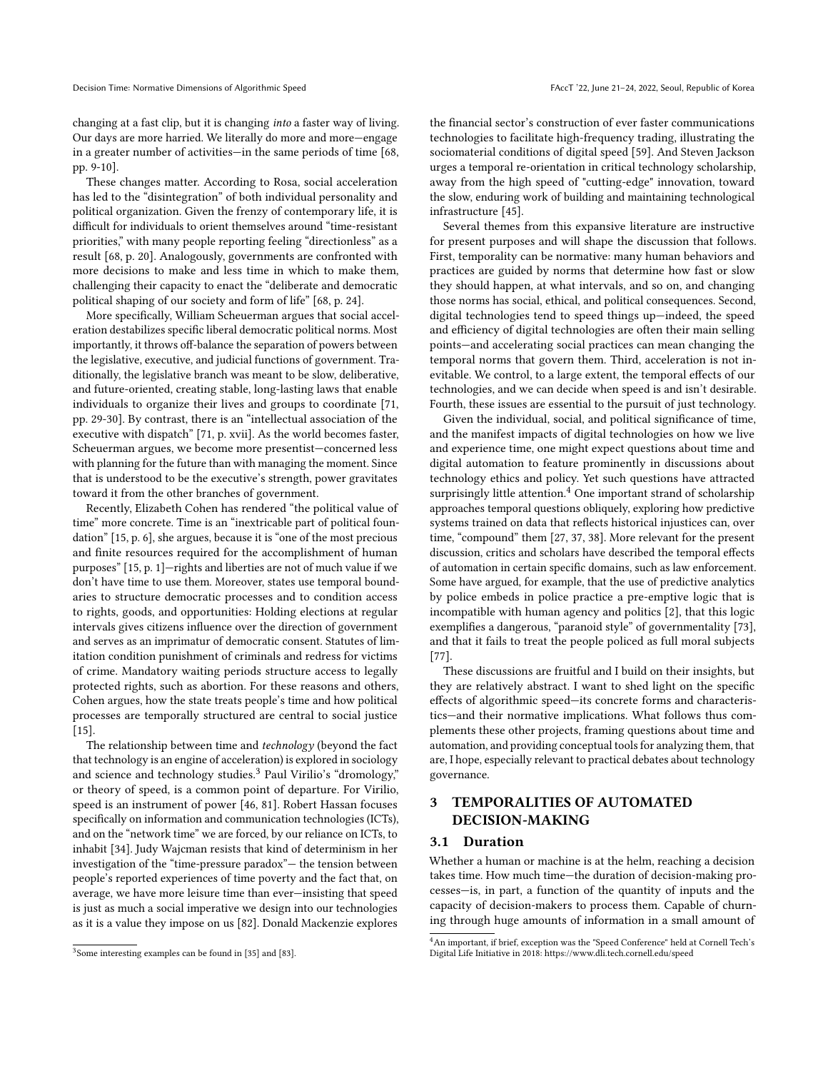changing at a fast clip, but it is changing *into* a faster way of living. Our days are more harried. We literally do more and more—engage in a greater number of activities—in the same periods of time [68, pp. 9-10].

These changes matter. According to Rosa, social acceleration has led to the "disintegration" of both individual personality and political organization. Given the frenzy of contemporary life, it is difficult for individuals to orient themselves around "time-resistant priorities," with many people reporting feeling "directionless" as a result [68, p. 20]. Analogously, governments are confronted with more decisions to make and less time in which to make them, challenging their capacity to enact the "deliberate and democratic political shaping of our society and form of life" [68, p. 24].

More specifically, William Scheuerman argues that social acceleration destabilizes specific liberal democratic political norms. Most importantly, it throws off-balance the separation of powers between the legislative, executive, and judicial functions of government. Traditionally, the legislative branch was meant to be slow, deliberative, and future-oriented, creating stable, long-lasting laws that enable individuals to organize their lives and groups to coordinate [71, pp. 29-30]. By contrast, there is an "intellectual association of the executive with dispatch" [71, p. xvii]. As the world becomes faster, Scheuerman argues, we become more presentist—concerned less with planning for the future than with managing the moment. Since that is understood to be the executive's strength, power gravitates toward it from the other branches of government.

Recently, Elizabeth Cohen has rendered "the political value of time" more concrete. Time is an "inextricable part of political foundation" [15, p. 6], she argues, because it is "one of the most precious and finite resources required for the accomplishment of human purposes" [15, p. 1]—rights and liberties are not of much value if we don't have time to use them. Moreover, states use temporal boundaries to structure democratic processes and to condition access to rights, goods, and opportunities: Holding elections at regular intervals gives citizens influence over the direction of government and serves as an imprimatur of democratic consent. Statutes of limitation condition punishment of criminals and redress for victims of crime. Mandatory waiting periods structure access to legally protected rights, such as abortion. For these reasons and others, Cohen argues, how the state treats people's time and how political processes are temporally structured are central to social justice [15].

The relationship between time and *technology* (beyond the fact that technology is an engine of acceleration) is explored in sociology and science and technology studies.[3] Paul Virilio's "dromology," or theory of speed, is a common point of departure. For Virilio, speed is an instrument of power [46, 81]. Robert Hassan focuses specifically on information and communication technologies (ICTs), and on the "network time" we are forced, by our reliance on ICTs, to inhabit [34]. Judy Wajcman resists that kind of determinism in her investigation of the "time-pressure paradox"— the tension between people's reported experiences of time poverty and the fact that, on average, we have more leisure time than ever—insisting that speed is just as much a social imperative we design into our technologies as it is a value they impose on us [82]. Donald Mackenzie explores the financial sector's construction of ever faster communications technologies to facilitate high-frequency trading, illustrating the sociomaterial conditions of digital speed [59]. And Steven Jackson urges a temporal re-orientation in critical technology scholarship, away from the high speed of "cutting-edge" innovation, toward the slow, enduring work of building and maintaining technological infrastructure [45].

Several themes from this expansive literature are instructive for present purposes and will shape the discussion that follows. First, temporality can be normative: many human behaviors and practices are guided by norms that determine how fast or slow they should happen, at what intervals, and so on, and changing those norms has social, ethical, and political consequences. Second, digital technologies tend to speed things up—indeed, the speed and efficiency of digital technologies are often their main selling points—and accelerating social practices can mean changing the temporal norms that govern them. Third, acceleration is not inevitable. We control, to a large extent, the temporal effects of our technologies, and we can decide when speed is and isn't desirable. Fourth, these issues are essential to the pursuit of just technology.

Given the individual, social, and political significance of time, and the manifest impacts of digital technologies on how we live and experience time, one might expect questions about time and digital automation to feature prominently in discussions about technology ethics and policy. Yet such questions have attracted surprisingly little attention.[4] One important strand of scholarship approaches temporal questions obliquely, exploring how predictive systems trained on data that reflects historical injustices can, over time, "compound" them [27, 37, 38]. More relevant for the present discussion, critics and scholars have described the temporal effects of automation in certain specific domains, such as law enforcement. Some have argued, for example, that the use of predictive analytics by police embeds in police practice a pre-emptive logic that is incompatible with human agency and politics [2], that this logic exemplifies a dangerous, "paranoid style" of governmentality [73], and that it fails to treat the people policed as full moral subjects [77].

These discussions are fruitful and I build on their insights, but they are relatively abstract. I want to shed light on the specific effects of algorithmic speed—its concrete forms and characteristics—and their normative implications. What follows thus complements these other projects, framing questions about time and automation, and providing conceptual tools for analyzing them, that are, I hope, especially relevant to practical debates about technology governance.

## 3 TEMPORALITIES OF AUTOMATED DECISION-MAKING

### 3.1 Duration

Whether a human or machine is at the helm, reaching a decision takes time. How much time—the duration of decision-making processes—is, in part, a function of the quantity of inputs and the capacity of decision-makers to process them. Capable of churning through huge amounts of information in a small amount of

[3] Some interesting examples can be found in [35] and [83].

[4] An important, if brief, exception was the "Speed Conference" held at Cornell Tech's Digital Life Initiative in 2018: https://www.dli.tech.cornell.edu/speed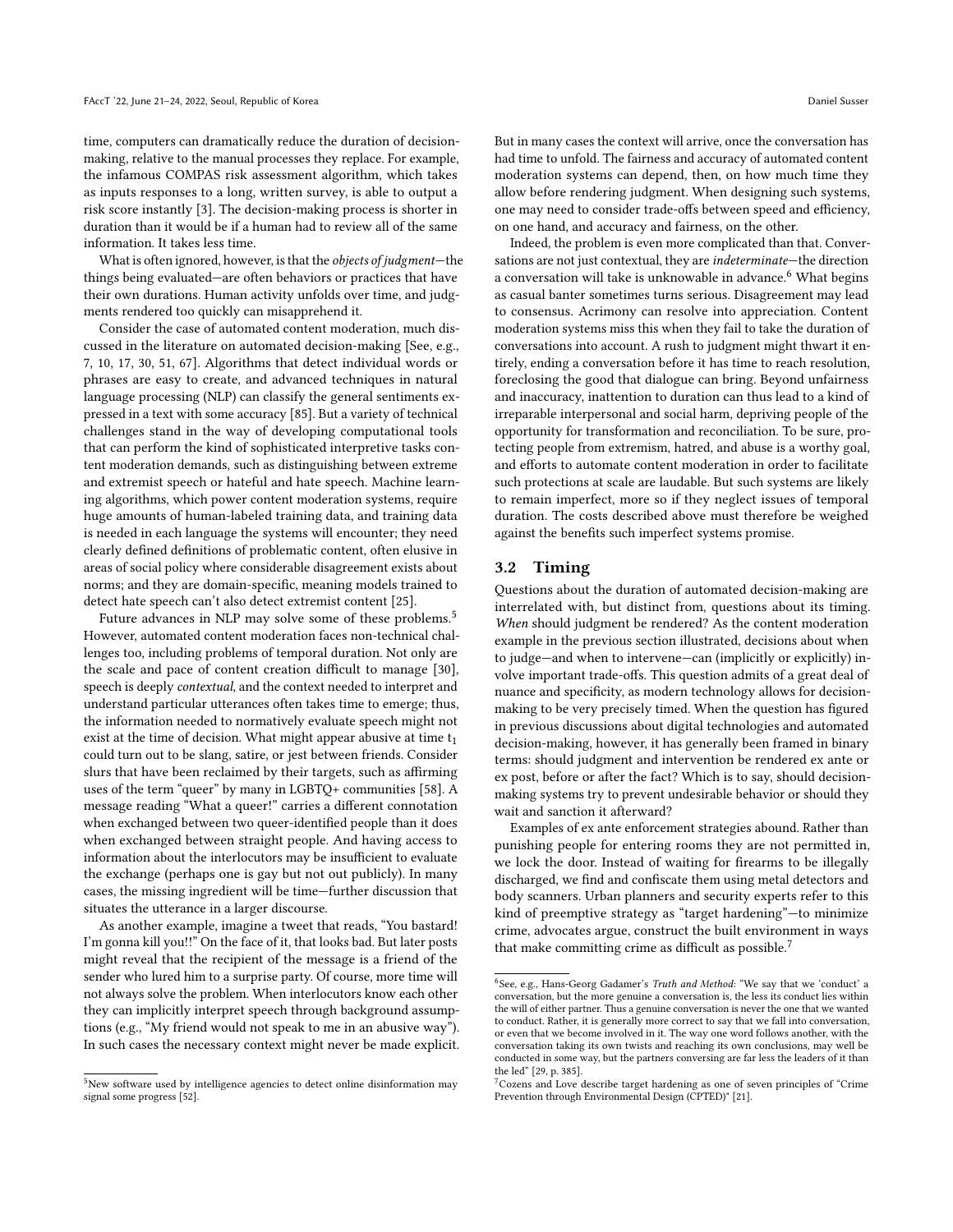time, computers can dramatically reduce the duration of decision-making, relative to the manual processes they replace. For example, the infamous COMPAS risk assessment algorithm, which takes as inputs responses to a long, written survey, is able to output a risk score instantly [3]. The decision-making process is shorter in duration than it would be if a human had to review all of the same information. It takes less time.

What is often ignored, however, is that the *objects of judgment*—the things being evaluated—are often behaviors or practices that have their own durations. Human activity unfolds over time, and judgments rendered too quickly can misapprehend it.

Consider the case of automated content moderation, much discussed in the literature on automated decision-making [See, e.g., 7, 10, 17, 30, 51, 67]. Algorithms that detect individual words or phrases are easy to create, and advanced techniques in natural language processing (NLP) can classify the general sentiments expressed in a text with some accuracy [85]. But a variety of technical challenges stand in the way of developing computational tools that can perform the kind of sophisticated interpretive tasks content moderation demands, such as distinguishing between extreme and extremist speech or hateful and hate speech. Machine learning algorithms, which power content moderation systems, require huge amounts of human-labeled training data, and training data is needed in each language the systems will encounter; they need clearly defined definitions of problematic content, often elusive in areas of social policy where considerable disagreement exists about norms; and they are domain-specific, meaning models trained to detect hate speech can't also detect extremist content [25].

Future advances in NLP may solve some of these problems.[5] However, automated content moderation faces non-technical challenges too, including problems of temporal duration. Not only are the scale and pace of content creation difficult to manage [30], speech is deeply *contextual*, and the context needed to interpret and understand particular utterances often takes time to emerge; thus, the information needed to normatively evaluate speech might not exist at the time of decision. What might appear abusive at time $t_1$ could turn out to be slang, satire, or jest between friends. Consider slurs that have been reclaimed by their targets, such as affirming uses of the term "queer" by many in LGBTQ+ communities [58]. A message reading "What a queer!" carries a different connotation when exchanged between two queer-identified people than it does when exchanged between straight people. And having access to information about the interlocutors may be insufficient to evaluate the exchange (perhaps one is gay but not out publicly). In many cases, the missing ingredient will be time—further discussion that situates the utterance in a larger discourse.

As another example, imagine a tweet that reads, "You bastard! I'm gonna kill you!!" On the face of it, that looks bad. But later posts might reveal that the recipient of the message is a friend of the sender who lured him to a surprise party. Of course, more time will not always solve the problem. When interlocutors know each other they can implicitly interpret speech through background assumptions (e.g., "My friend would not speak to me in an abusive way"). In such cases the necessary context might never be made explicit. But in many cases the context will arrive, once the conversation has had time to unfold. The fairness and accuracy of automated content moderation systems can depend, then, on how much time they allow before rendering judgment. When designing such systems, one may need to consider trade-offs between speed and efficiency, on one hand, and accuracy and fairness, on the other.

Indeed, the problem is even more complicated than that. Conversations are not just contextual, they are *indeterminate*—the direction a conversation will take is unknowable in advance.[6] What begins as casual banter sometimes turns serious. Disagreement may lead to consensus. Acrimony can resolve into appreciation. Content moderation systems miss this when they fail to take the duration of conversations into account. A rush to judgment might thwart it entirely, ending a conversation before it has time to reach resolution, foreclosing the good that dialogue can bring. Beyond unfairness and inaccuracy, inattention to duration can thus lead to a kind of irreparable interpersonal and social harm, depriving people of the opportunity for transformation and reconciliation. To be sure, protecting people from extremism, hatred, and abuse is a worthy goal, and efforts to automate content moderation in order to facilitate such protections at scale are laudable. But such systems are likely to remain imperfect, more so if they neglect issues of temporal duration. The costs described above must therefore be weighed against the benefits such imperfect systems promise.

## 3.2 Timing

Questions about the duration of automated decision-making are interrelated with, but distinct from, questions about its timing. *When* should judgment be rendered? As the content moderation example in the previous section illustrated, decisions about when to judge—and when to intervene—can (implicitly or explicitly) involve important trade-offs. This question admits of a great deal of nuance and specificity, as modern technology allows for decision-making to be very precisely timed. When the question has figured in previous discussions about digital technologies and automated decision-making, however, it has generally been framed in binary terms: should judgment and intervention be rendered ex ante or ex post, before or after the fact? Which is to say, should decision-making systems try to prevent undesirable behavior or should they wait and sanction it afterward?

Examples of ex ante enforcement strategies abound. Rather than punishing people for entering rooms they are not permitted in, we lock the door. Instead of waiting for firearms to be illegally discharged, we find and confiscate them using metal detectors and body scanners. Urban planners and security experts refer to this kind of preemptive strategy as "target hardening"—to minimize crime, advocates argue, construct the built environment in ways that make committing crime as difficult as possible.[7]

---

[5] New software used by intelligence agencies to detect online disinformation may signal some progress [52].

[6] See, e.g., Hans-Georg Gadamer's *Truth and Method*: "We say that we 'conduct' a conversation, but the more genuine a conversation is, the less its conduct lies within the will of either partner. Thus a genuine conversation is never the one that we wanted to conduct. Rather, it is generally more correct to say that we fall into conversation, or even that we become involved in it. The way one word follows another, with the conversation taking its own twists and reaching its own conclusions, may well be conducted in some way, but the partners conversing are far less the leaders of it than the led" [29, p. 385].

[7] Cozens and Love describe target hardening as one of seven principles of "Crime Prevention through Environmental Design (CPTED)" [21].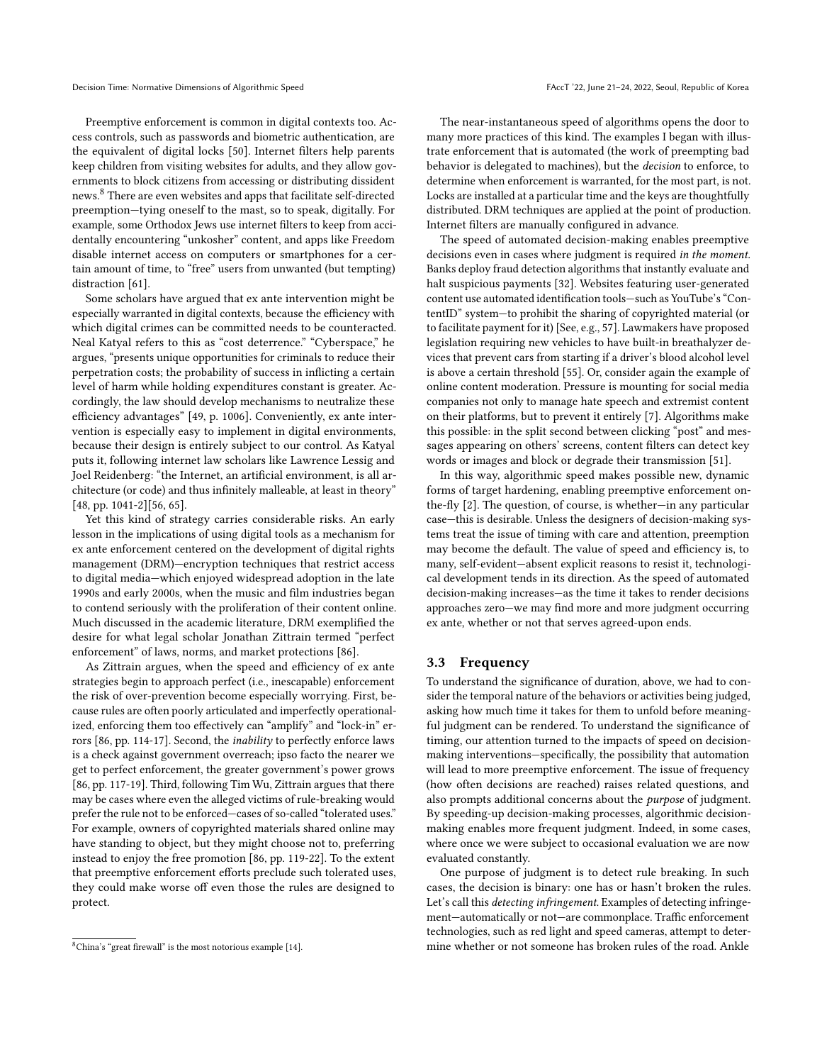Preemptive enforcement is common in digital contexts too. Access controls, such as passwords and biometric authentication, are the equivalent of digital locks [50]. Internet filters help parents keep children from visiting websites for adults, and they allow governments to block citizens from accessing or distributing dissident news.[8] There are even websites and apps that facilitate self-directed preemption—tying oneself to the mast, so to speak, digitally. For example, some Orthodox Jews use internet filters to keep from accidentally encountering "unkosher" content, and apps like Freedom disable internet access on computers or smartphones for a certain amount of time, to "free" users from unwanted (but tempting) distraction [61].

Some scholars have argued that ex ante intervention might be especially warranted in digital contexts, because the efficiency with which digital crimes can be committed needs to be counteracted. Neal Katyal refers to this as "cost deterrence." "Cyberspace," he argues, "presents unique opportunities for criminals to reduce their perpetration costs; the probability of success in inflicting a certain level of harm while holding expenditures constant is greater. Accordingly, the law should develop mechanisms to neutralize these efficiency advantages" [49, p. 1006]. Conveniently, ex ante intervention is especially easy to implement in digital environments, because their design is entirely subject to our control. As Katyal puts it, following internet law scholars like Lawrence Lessig and Joel Reidenberg: "the Internet, an artificial environment, is all architecture (or code) and thus infinitely malleable, at least in theory" [48, pp. 1041-2][56, 65].

Yet this kind of strategy carries considerable risks. An early lesson in the implications of using digital tools as a mechanism for ex ante enforcement centered on the development of digital rights management (DRM)—encryption techniques that restrict access to digital media—which enjoyed widespread adoption in the late 1990s and early 2000s, when the music and film industries began to contend seriously with the proliferation of their content online. Much discussed in the academic literature, DRM exemplified the desire for what legal scholar Jonathan Zittrain termed "perfect enforcement" of laws, norms, and market protections [86].

As Zittrain argues, when the speed and efficiency of ex ante strategies begin to approach perfect (i.e., inescapable) enforcement the risk of over-prevention become especially worrying. First, because rules are often poorly articulated and imperfectly operationalized, enforcing them too effectively can "amplify" and "lock-in" errors [86, pp. 114-17]. Second, the *inability* to perfectly enforce laws is a check against government overreach; ipso facto the nearer we get to perfect enforcement, the greater government's power grows [86, pp. 117-19]. Third, following Tim Wu, Zittrain argues that there may be cases where even the alleged victims of rule-breaking would prefer the rule not to be enforced—cases of so-called "tolerated uses." For example, owners of copyrighted materials shared online may have standing to object, but they might choose not to, preferring instead to enjoy the free promotion [86, pp. 119-22]. To the extent that preemptive enforcement efforts preclude such tolerated uses, they could make worse off even those the rules are designed to protect.

[8] China's "great firewall" is the most notorious example [14].

The near-instantaneous speed of algorithms opens the door to many more practices of this kind. The examples I began with illustrate enforcement that is automated (the work of preempting bad behavior is delegated to machines), but the *decision* to enforce, to determine when enforcement is warranted, for the most part, is not. Locks are installed at a particular time and the keys are thoughtfully distributed. DRM techniques are applied at the point of production. Internet filters are manually configured in advance.

The speed of automated decision-making enables preemptive decisions even in cases where judgment is required *in the moment.* Banks deploy fraud detection algorithms that instantly evaluate and halt suspicious payments [32]. Websites featuring user-generated content use automated identification tools—such as YouTube's "ContentID" system—to prohibit the sharing of copyrighted material (or to facilitate payment for it) [See, e.g., 57]. Lawmakers have proposed legislation requiring new vehicles to have built-in breathalyzer devices that prevent cars from starting if a driver's blood alcohol level is above a certain threshold [55]. Or, consider again the example of online content moderation. Pressure is mounting for social media companies not only to manage hate speech and extremist content on their platforms, but to prevent it entirely [7]. Algorithms make this possible: in the split second between clicking "post" and messages appearing on others' screens, content filters can detect key words or images and block or degrade their transmission [51].

In this way, algorithmic speed makes possible new, dynamic forms of target hardening, enabling preemptive enforcement on-the-fly [2]. The question, of course, is whether—in any particular case—this is desirable. Unless the designers of decision-making systems treat the issue of timing with care and attention, preemption may become the default. The value of speed and efficiency is, to many, self-evident—absent explicit reasons to resist it, technological development tends in its direction. As the speed of automated decision-making increases—as the time it takes to render decisions approaches zero—we may find more and more judgment occurring ex ante, whether or not that serves agreed-upon ends.

### 3.3 Frequency

To understand the significance of duration, above, we had to consider the temporal nature of the behaviors or activities being judged, asking how much time it takes for them to unfold before meaningful judgment can be rendered. To understand the significance of timing, our attention turned to the impacts of speed on decision-making interventions—specifically, the possibility that automation will lead to more preemptive enforcement. The issue of frequency (how often decisions are reached) raises related questions, and also prompts additional concerns about the *purpose* of judgment. By speeding-up decision-making processes, algorithmic decision-making enables more frequent judgment. Indeed, in some cases, where once we were subject to occasional evaluation we are now evaluated constantly.

One purpose of judgment is to detect rule breaking. In such cases, the decision is binary: one has or hasn't broken the rules. Let's call this *detecting infringement.* Examples of detecting infringement—automatically or not—are commonplace. Traffic enforcement technologies, such as red light and speed cameras, attempt to determine whether or not someone has broken rules of the road. Ankle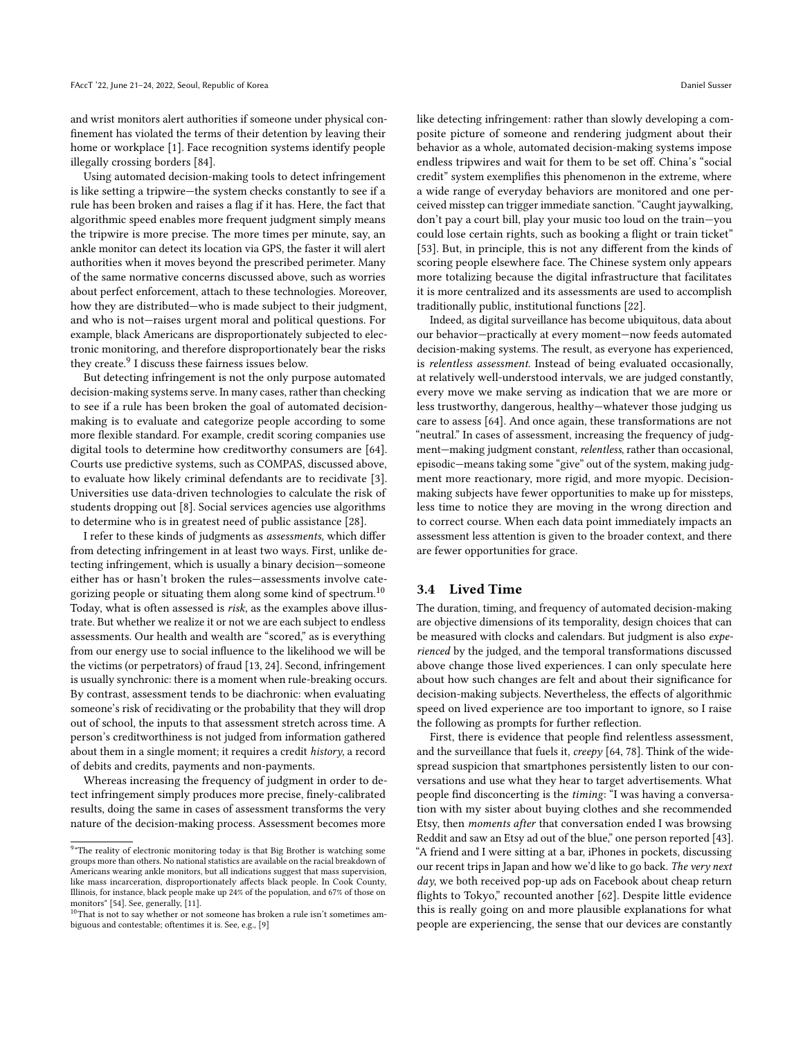and wrist monitors alert authorities if someone under physical confinement has violated the terms of their detention by leaving their home or workplace [1]. Face recognition systems identify people illegally crossing borders [84].

Using automated decision-making tools to detect infringement is like setting a tripwire—the system checks constantly to see if a rule has been broken and raises a flag if it has. Here, the fact that algorithmic speed enables more frequent judgment simply means the tripwire is more precise. The more times per minute, say, an ankle monitor can detect its location via GPS, the faster it will alert authorities when it moves beyond the prescribed perimeter. Many of the same normative concerns discussed above, such as worries about perfect enforcement, attach to these technologies. Moreover, how they are distributed—who is made subject to their judgment, and who is not—raises urgent moral and political questions. For example, black Americans are disproportionately subjected to electronic monitoring, and therefore disproportionately bear the risks they create.[9] I discuss these fairness issues below.

But detecting infringement is not the only purpose automated decision-making systems serve. In many cases, rather than checking to see if a rule has been broken the goal of automated decision-making is to evaluate and categorize people according to some more flexible standard. For example, credit scoring companies use digital tools to determine how creditworthy consumers are [64]. Courts use predictive systems, such as COMPAS, discussed above, to evaluate how likely criminal defendants are to recidivate [3]. Universities use data-driven technologies to calculate the risk of students dropping out [8]. Social services agencies use algorithms to determine who is in greatest need of public assistance [28].

I refer to these kinds of judgments as *assessments,* which differ from detecting infringement in at least two ways. First, unlike detecting infringement, which is usually a binary decision—someone either has or hasn't broken the rules—assessments involve categorizing people or situating them along some kind of spectrum.[10] Today, what is often assessed is *risk*, as the examples above illustrate. But whether we realize it or not we are each subject to endless assessments. Our health and wealth are "scored," as is everything from our energy use to social influence to the likelihood we will be the victims (or perpetrators) of fraud [13, 24]. Second, infringement is usually synchronic: there is a moment when rule-breaking occurs. By contrast, assessment tends to be diachronic: when evaluating someone's risk of recidivating or the probability that they will drop out of school, the inputs to that assessment stretch across time. A person's creditworthiness is not judged from information gathered about them in a single moment; it requires a credit *history*, a record of debits and credits, payments and non-payments.

Whereas increasing the frequency of judgment in order to detect infringement simply produces more precise, finely-calibrated results, doing the same in cases of assessment transforms the very nature of the decision-making process. Assessment becomes more like detecting infringement: rather than slowly developing a composite picture of someone and rendering judgment about their behavior as a whole, automated decision-making systems impose endless tripwires and wait for them to be set off. China's "social credit" system exemplifies this phenomenon in the extreme, where a wide range of everyday behaviors are monitored and one perceived misstep can trigger immediate sanction. "Caught jaywalking, don't pay a court bill, play your music too loud on the train—you could lose certain rights, such as booking a flight or train ticket" [53]. But, in principle, this is not any different from the kinds of scoring people elsewhere face. The Chinese system only appears more totalizing because the digital infrastructure that facilitates it is more centralized and its assessments are used to accomplish traditionally public, institutional functions [22].

Indeed, as digital surveillance has become ubiquitous, data about our behavior—practically at every moment—now feeds automated decision-making systems. The result, as everyone has experienced, is *relentless assessment*. Instead of being evaluated occasionally, at relatively well-understood intervals, we are judged constantly, every move we make serving as indication that we are more or less trustworthy, dangerous, healthy—whatever those judging us care to assess [64]. And once again, these transformations are not "neutral." In cases of assessment, increasing the frequency of judgment—making judgment constant, *relentless*, rather than occasional, episodic—means taking some "give" out of the system, making judgment more reactionary, more rigid, and more myopic. Decision-making subjects have fewer opportunities to make up for missteps, less time to notice they are moving in the wrong direction and to correct course. When each data point immediately impacts an assessment less attention is given to the broader context, and there are fewer opportunities for grace.

### 3.4 Lived Time

The duration, timing, and frequency of automated decision-making are objective dimensions of its temporality, design choices that can be measured with clocks and calendars. But judgment is also *experienced* by the judged, and the temporal transformations discussed above change those lived experiences. I can only speculate here about how such changes are felt and about their significance for decision-making subjects. Nevertheless, the effects of algorithmic speed on lived experience are too important to ignore, so I raise the following as prompts for further reflection.

First, there is evidence that people find relentless assessment, and the surveillance that fuels it, *creepy* [64, 78]. Think of the widespread suspicion that smartphones persistently listen to our conversations and use what they hear to target advertisements. What people find disconcerting is the *timing*: "I was having a conversation with my sister about buying clothes and she recommended Etsy, then *moments after* that conversation ended I was browsing Reddit and saw an Etsy ad out of the blue," one person reported [43]. "A friend and I were sitting at a bar, iPhones in pockets, discussing our recent trips in Japan and how we'd like to go back. *The very next day*, we both received pop-up ads on Facebook about cheap return flights to Tokyo," recounted another [62]. Despite little evidence this is really going on and more plausible explanations for what people are experiencing, the sense that our devices are constantly

---

[9] "The reality of electronic monitoring today is that Big Brother is watching some groups more than others. No national statistics are available on the racial breakdown of Americans wearing ankle monitors, but all indications suggest that mass supervision, like mass incarceration, disproportionately affects black people. In Cook County, Illinois, for instance, black people make up 24% of the population, and 67% of those on monitors" [54]. See, generally, [11].

[10] That is not to say whether or not someone has broken a rule isn't sometimes ambiguous and contestable; oftentimes it is. See, e.g., [9]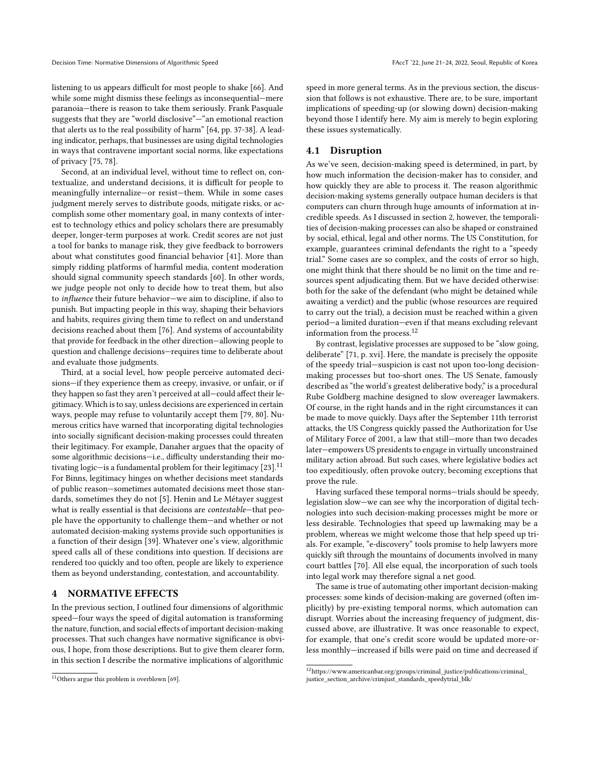listening to us appears difficult for most people to shake [66]. And while some might dismiss these feelings as inconsequential—mere paranoia—there is reason to take them seriously. Frank Pasquale suggests that they are "world disclosive"—"an emotional reaction that alerts us to the real possibility of harm" [64, pp. 37-38]. A leading indicator, perhaps, that businesses are using digital technologies in ways that contravene important social norms, like expectations of privacy [75, 78].

Second, at an individual level, without time to reflect on, contextualize, and understand decisions, it is difficult for people to meaningfully internalize—or resist—them. While in some cases judgment merely serves to distribute goods, mitigate risks, or accomplish some other momentary goal, in many contexts of interest to technology ethics and policy scholars there are presumably deeper, longer-term purposes at work. Credit scores are not just a tool for banks to manage risk, they give feedback to borrowers about what constitutes good financial behavior [41]. More than simply ridding platforms of harmful media, content moderation should signal community speech standards [60]. In other words, we judge people not only to decide how to treat them, but also to *influence* their future behavior—we aim to discipline, if also to punish. But impacting people in this way, shaping their behaviors and habits, requires giving them time to reflect on and understand decisions reached about them [76]. And systems of accountability that provide for feedback in the other direction—allowing people to question and challenge decisions—requires time to deliberate about and evaluate those judgments.

Third, at a social level, how people perceive automated decisions—if they experience them as creepy, invasive, or unfair, or if they happen so fast they aren't perceived at all—could affect their legitimacy. Which is to say, unless decisions are experienced in certain ways, people may refuse to voluntarily accept them [79, 80]. Numerous critics have warned that incorporating digital technologies into socially significant decision-making processes could threaten their legitimacy. For example, Danaher argues that the opacity of some algorithmic decisions—i.e., difficulty understanding their motivating logic—is a fundamental problem for their legitimacy [23].[11] For Binns, legitimacy hinges on whether decisions meet standards of public reason—sometimes automated decisions meet those standards, sometimes they do not [5]. Henin and Le Métayer suggest what is really essential is that decisions are *contestable*—that people have the opportunity to challenge them—and whether or not automated decision-making systems provide such opportunities is a function of their design [39]. Whatever one's view, algorithmic speed calls all of these conditions into question. If decisions are rendered too quickly and too often, people are likely to experience them as beyond understanding, contestation, and accountability.

## 4 NORMATIVE EFFECTS

In the previous section, I outlined four dimensions of algorithmic speed—four ways the speed of digital automation is transforming the nature, function, and social effects of important decision-making processes. That such changes have normative significance is obvious, I hope, from those descriptions. But to give them clearer form, in this section I describe the normative implications of algorithmic speed in more general terms. As in the previous section, the discussion that follows is not exhaustive. There are, to be sure, important implications of speeding-up (or slowing down) decision-making beyond those I identify here. My aim is merely to begin exploring these issues systematically.

### 4.1 Disruption

As we've seen, decision-making speed is determined, in part, by how much information the decision-maker has to consider, and how quickly they are able to process it. The reason algorithmic decision-making systems generally outpace human deciders is that computers can churn through huge amounts of information at incredible speeds. As I discussed in section 2, however, the temporalities of decision-making processes can also be shaped or constrained by social, ethical, legal and other norms. The US Constitution, for example, guarantees criminal defendants the right to a "speedy trial." Some cases are so complex, and the costs of error so high, one might think that there should be no limit on the time and resources spent adjudicating them. But we have decided otherwise: both for the sake of the defendant (who might be detained while awaiting a verdict) and the public (whose resources are required to carry out the trial), a decision must be reached within a given period—a limited duration—even if that means excluding relevant information from the process.[12]

By contrast, legislative processes are supposed to be "slow going, deliberate" [71, p. xvi]. Here, the mandate is precisely the opposite of the speedy trial—suspicion is cast not upon too-long decision-making processes but too-short ones. The US Senate, famously described as "the world's greatest deliberative body," is a procedural Rube Goldberg machine designed to slow overeager lawmakers. Of course, in the right hands and in the right circumstances it can be made to move quickly. Days after the September 11th terrorist attacks, the US Congress quickly passed the Authorization for Use of Military Force of 2001, a law that still—more than two decades later—empowers US presidents to engage in virtually unconstrained military action abroad. But such cases, where legislative bodies act too expeditiously, often provoke outcry, becoming exceptions that prove the rule.

Having surfaced these temporal norms—trials should be speedy, legislation slow—we can see why the incorporation of digital technologies into such decision-making processes might be more or less desirable. Technologies that speed up lawmaking may be a problem, whereas we might welcome those that help speed up trials. For example, "e-discovery" tools promise to help lawyers more quickly sift through the mountains of documents involved in many court battles [70]. All else equal, the incorporation of such tools into legal work may therefore signal a net good.

The same is true of automating other important decision-making processes: some kinds of decision-making are governed (often implicitly) by pre-existing temporal norms, which automation can disrupt. Worries about the increasing frequency of judgment, discussed above, are illustrative. It was once reasonable to expect, for example, that one's credit score would be updated more-or-less monthly—increased if bills were paid on time and decreased if

[11] Others argue this problem is overblown [69].

[12] https://www.americanbar.org/groups/criminal_justice/publications/criminal_justice_section_archive/crimjust_standards_speedytrial_blk/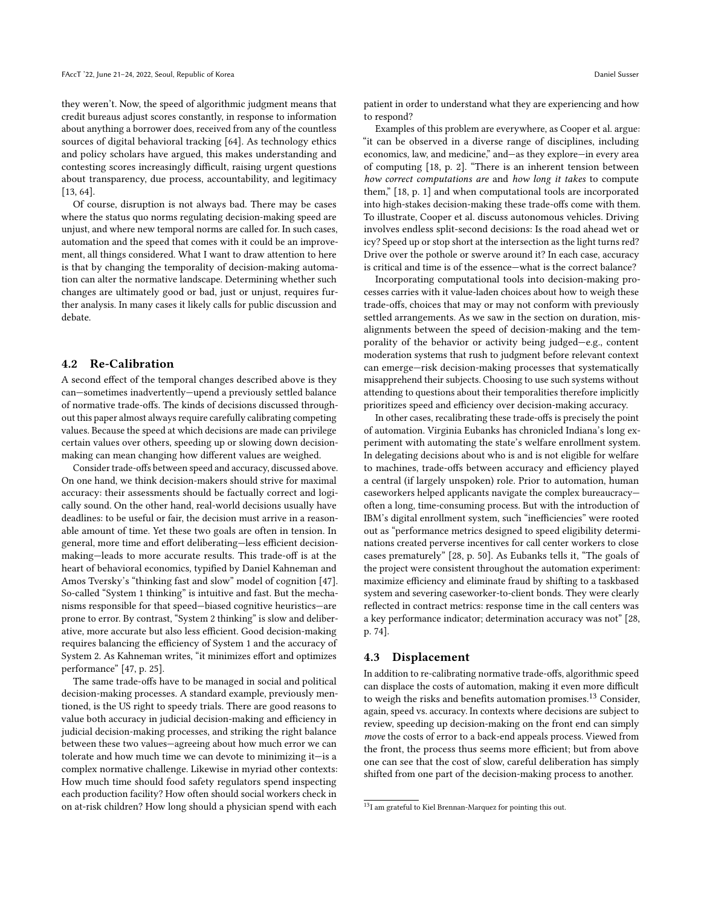they weren't. Now, the speed of algorithmic judgment means that credit bureaus adjust scores constantly, in response to information about anything a borrower does, received from any of the countless sources of digital behavioral tracking [64]. As technology ethics and policy scholars have argued, this makes understanding and contesting scores increasingly difficult, raising urgent questions about transparency, due process, accountability, and legitimacy [13, 64].

Of course, disruption is not always bad. There may be cases where the status quo norms regulating decision-making speed are unjust, and where new temporal norms are called for. In such cases, automation and the speed that comes with it could be an improvement, all things considered. What I want to draw attention to here is that by changing the temporality of decision-making automation can alter the normative landscape. Determining whether such changes are ultimately good or bad, just or unjust, requires further analysis. In many cases it likely calls for public discussion and debate.

## 4.2 Re-Calibration

A second effect of the temporal changes described above is they can—sometimes inadvertently—upend a previously settled balance of normative trade-offs. The kinds of decisions discussed throughout this paper almost always require carefully calibrating competing values. Because the speed at which decisions are made can privilege certain values over others, speeding up or slowing down decision-making can mean changing how different values are weighed.

Consider trade-offs between speed and accuracy, discussed above. On one hand, we think decision-makers should strive for maximal accuracy: their assessments should be factually correct and logically sound. On the other hand, real-world decisions usually have deadlines: to be useful or fair, the decision must arrive in a reasonable amount of time. Yet these two goals are often in tension. In general, more time and effort deliberating—less efficient decision-making—leads to more accurate results. This trade-off is at the heart of behavioral economics, typified by Daniel Kahneman and Amos Tversky's "thinking fast and slow" model of cognition [47]. So-called "System 1 thinking" is intuitive and fast. But the mechanisms responsible for that speed—biased cognitive heuristics—are prone to error. By contrast, "System 2 thinking" is slow and deliberative, more accurate but also less efficient. Good decision-making requires balancing the efficiency of System 1 and the accuracy of System 2. As Kahneman writes, "it minimizes effort and optimizes performance" [47, p. 25].

The same trade-offs have to be managed in social and political decision-making processes. A standard example, previously mentioned, is the US right to speedy trials. There are good reasons to value both accuracy in judicial decision-making and efficiency in judicial decision-making processes, and striking the right balance between these two values—agreeing about how much error we can tolerate and how much time we can devote to minimizing it—is a complex normative challenge. Likewise in myriad other contexts: How much time should food safety regulators spend inspecting each production facility? How often should social workers check in on at-risk children? How long should a physician spend with each patient in order to understand what they are experiencing and how to respond?

Examples of this problem are everywhere, as Cooper et al. argue: "it can be observed in a diverse range of disciplines, including economics, law, and medicine," and—as they explore—in every area of computing [18, p. 2]. "There is an inherent tension between *how correct computations are* and *how long it takes* to compute them," [18, p. 1] and when computational tools are incorporated into high-stakes decision-making these trade-offs come with them. To illustrate, Cooper et al. discuss autonomous vehicles. Driving involves endless split-second decisions: Is the road ahead wet or icy? Speed up or stop short at the intersection as the light turns red? Drive over the pothole or swerve around it? In each case, accuracy is critical and time is of the essence—what is the correct balance?

Incorporating computational tools into decision-making processes carries with it value-laden choices about how to weigh these trade-offs, choices that may or may not conform with previously settled arrangements. As we saw in the section on duration, misalignments between the speed of decision-making and the temporality of the behavior or activity being judged—e.g., content moderation systems that rush to judgment before relevant context can emerge—risk decision-making processes that systematically misapprehend their subjects. Choosing to use such systems without attending to questions about their temporalities therefore implicitly prioritizes speed and efficiency over decision-making accuracy.

In other cases, recalibrating these trade-offs is precisely the point of automation. Virginia Eubanks has chronicled Indiana's long experiment with automating the state's welfare enrollment system. In delegating decisions about who is and is not eligible for welfare to machines, trade-offs between accuracy and efficiency played a central (if largely unspoken) role. Prior to automation, human caseworkers helped applicants navigate the complex bureaucracy—often a long, time-consuming process. But with the introduction of IBM's digital enrollment system, such "inefficiencies" were rooted out as "performance metrics designed to speed eligibility determinations created perverse incentives for call center workers to close cases prematurely" [28, p. 50]. As Eubanks tells it, "The goals of the project were consistent throughout the automation experiment: maximize efficiency and eliminate fraud by shifting to a taskbased system and severing caseworker-to-client bonds. They were clearly reflected in contract metrics: response time in the call centers was a key performance indicator; determination accuracy was not" [28, p. 74].

## 4.3 Displacement

In addition to re-calibrating normative trade-offs, algorithmic speed can displace the costs of automation, making it even more difficult to weigh the risks and benefits automation promises.[13] Consider, again, speed vs. accuracy. In contexts where decisions are subject to review, speeding up decision-making on the front end can simply *move* the costs of error to a back-end appeals process. Viewed from the front, the process thus seems more efficient; but from above one can see that the cost of slow, careful deliberation has simply shifted from one part of the decision-making process to another.

[13] I am grateful to Kiel Brennan-Marquez for pointing this out.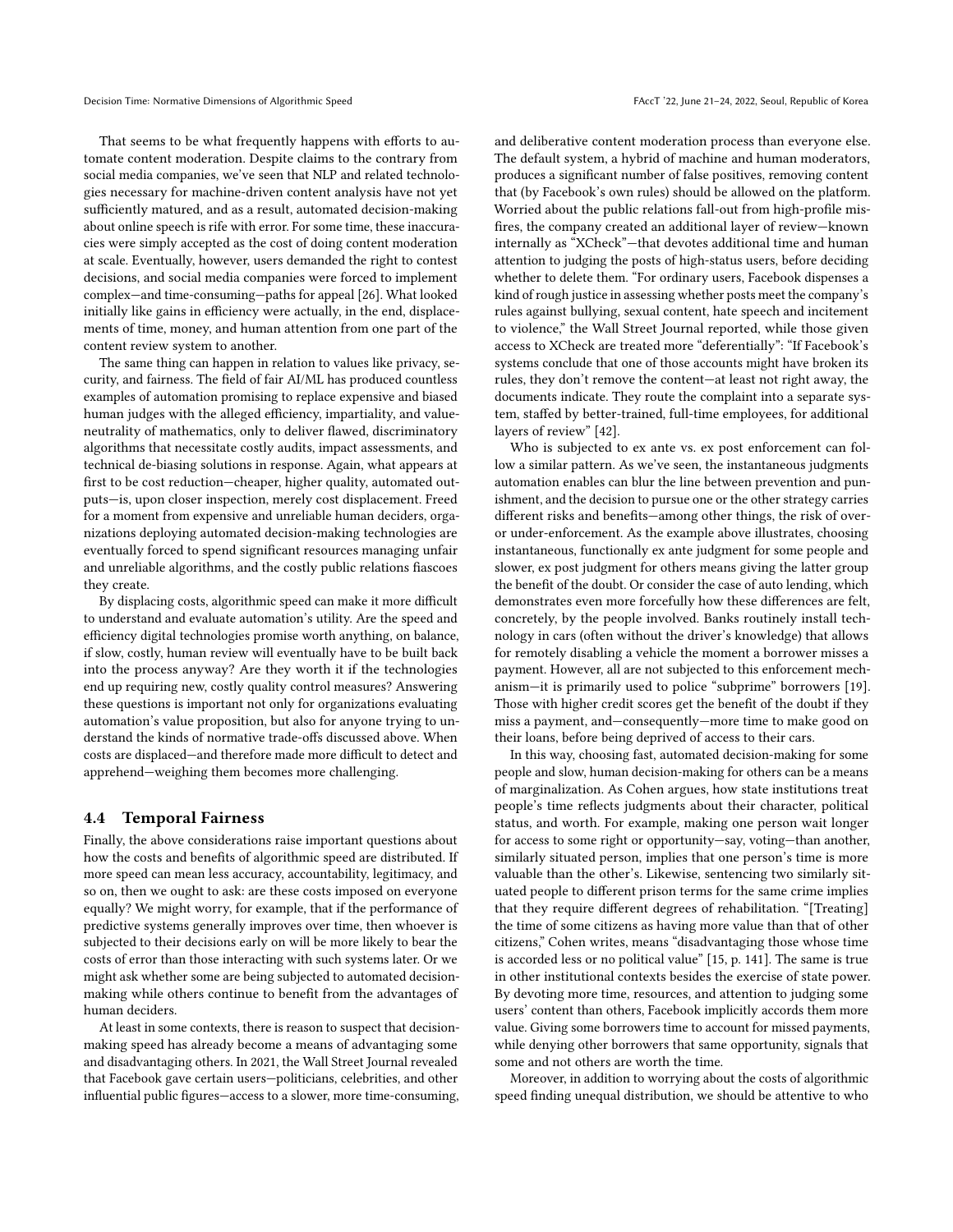That seems to be what frequently happens with efforts to automate content moderation. Despite claims to the contrary from social media companies, we've seen that NLP and related technologies necessary for machine-driven content analysis have not yet sufficiently matured, and as a result, automated decision-making about online speech is rife with error. For some time, these inaccuracies were simply accepted as the cost of doing content moderation at scale. Eventually, however, users demanded the right to contest decisions, and social media companies were forced to implement complex—and time-consuming—paths for appeal [26]. What looked initially like gains in efficiency were actually, in the end, displacements of time, money, and human attention from one part of the content review system to another.

The same thing can happen in relation to values like privacy, security, and fairness. The field of fair AI/ML has produced countless examples of automation promising to replace expensive and biased human judges with the alleged efficiency, impartiality, and value-neutrality of mathematics, only to deliver flawed, discriminatory algorithms that necessitate costly audits, impact assessments, and technical de-biasing solutions in response. Again, what appears at first to be cost reduction—cheaper, higher quality, automated outputs—is, upon closer inspection, merely cost displacement. Freed for a moment from expensive and unreliable human deciders, organizations deploying automated decision-making technologies are eventually forced to spend significant resources managing unfair and unreliable algorithms, and the costly public relations fiascoes they create.

By displacing costs, algorithmic speed can make it more difficult to understand and evaluate automation's utility. Are the speed and efficiency digital technologies promise worth anything, on balance, if slow, costly, human review will eventually have to be built back into the process anyway? Are they worth it if the technologies end up requiring new, costly quality control measures? Answering these questions is important not only for organizations evaluating automation's value proposition, but also for anyone trying to understand the kinds of normative trade-offs discussed above. When costs are displaced—and therefore made more difficult to detect and apprehend—weighing them becomes more challenging.

### 4.4 Temporal Fairness

Finally, the above considerations raise important questions about how the costs and benefits of algorithmic speed are distributed. If more speed can mean less accuracy, accountability, legitimacy, and so on, then we ought to ask: are these costs imposed on everyone equally? We might worry, for example, that if the performance of predictive systems generally improves over time, then whoever is subjected to their decisions early on will be more likely to bear the costs of error than those interacting with such systems later. Or we might ask whether some are being subjected to automated decision-making while others continue to benefit from the advantages of human deciders.

At least in some contexts, there is reason to suspect that decision-making speed has already become a means of advantaging some and disadvantaging others. In 2021, the Wall Street Journal revealed that Facebook gave certain users—politicians, celebrities, and other influential public figures—access to a slower, more time-consuming, and deliberative content moderation process than everyone else. The default system, a hybrid of machine and human moderators, produces a significant number of false positives, removing content that (by Facebook's own rules) should be allowed on the platform. Worried about the public relations fall-out from high-profile misfires, the company created an additional layer of review—known internally as "XCheck"—that devotes additional time and human attention to judging the posts of high-status users, before deciding whether to delete them. "For ordinary users, Facebook dispenses a kind of rough justice in assessing whether posts meet the company's rules against bullying, sexual content, hate speech and incitement to violence," the Wall Street Journal reported, while those given access to XCheck are treated more "deferentially": "If Facebook's systems conclude that one of those accounts might have broken its rules, they don't remove the content—at least not right away, the documents indicate. They route the complaint into a separate system, staffed by better-trained, full-time employees, for additional layers of review" [42].

Who is subjected to ex ante vs. ex post enforcement can follow a similar pattern. As we've seen, the instantaneous judgments automation enables can blur the line between prevention and punishment, and the decision to pursue one or the other strategy carries different risks and benefits—among other things, the risk of over- or under-enforcement. As the example above illustrates, choosing instantaneous, functionally ex ante judgment for some people and slower, ex post judgment for others means giving the latter group the benefit of the doubt. Or consider the case of auto lending, which demonstrates even more forcefully how these differences are felt, concretely, by the people involved. Banks routinely install technology in cars (often without the driver's knowledge) that allows for remotely disabling a vehicle the moment a borrower misses a payment. However, all are not subjected to this enforcement mechanism—it is primarily used to police "subprime" borrowers [19]. Those with higher credit scores get the benefit of the doubt if they miss a payment, and—consequently—more time to make good on their loans, before being deprived of access to their cars.

In this way, choosing fast, automated decision-making for some people and slow, human decision-making for others can be a means of marginalization. As Cohen argues, how state institutions treat people's time reflects judgments about their character, political status, and worth. For example, making one person wait longer for access to some right or opportunity—say, voting—than another, similarly situated person, implies that one person's time is more valuable than the other's. Likewise, sentencing two similarly situated people to different prison terms for the same crime implies that they require different degrees of rehabilitation. "[Treating] the time of some citizens as having more value than that of other citizens," Cohen writes, means "disadvantaging those whose time is accorded less or no political value" [15, p. 141]. The same is true in other institutional contexts besides the exercise of state power. By devoting more time, resources, and attention to judging some users' content than others, Facebook implicitly accords them more value. Giving some borrowers time to account for missed payments, while denying other borrowers that same opportunity, signals that some and not others are worth the time.

Moreover, in addition to worrying about the costs of algorithmic speed finding unequal distribution, we should be attentive to who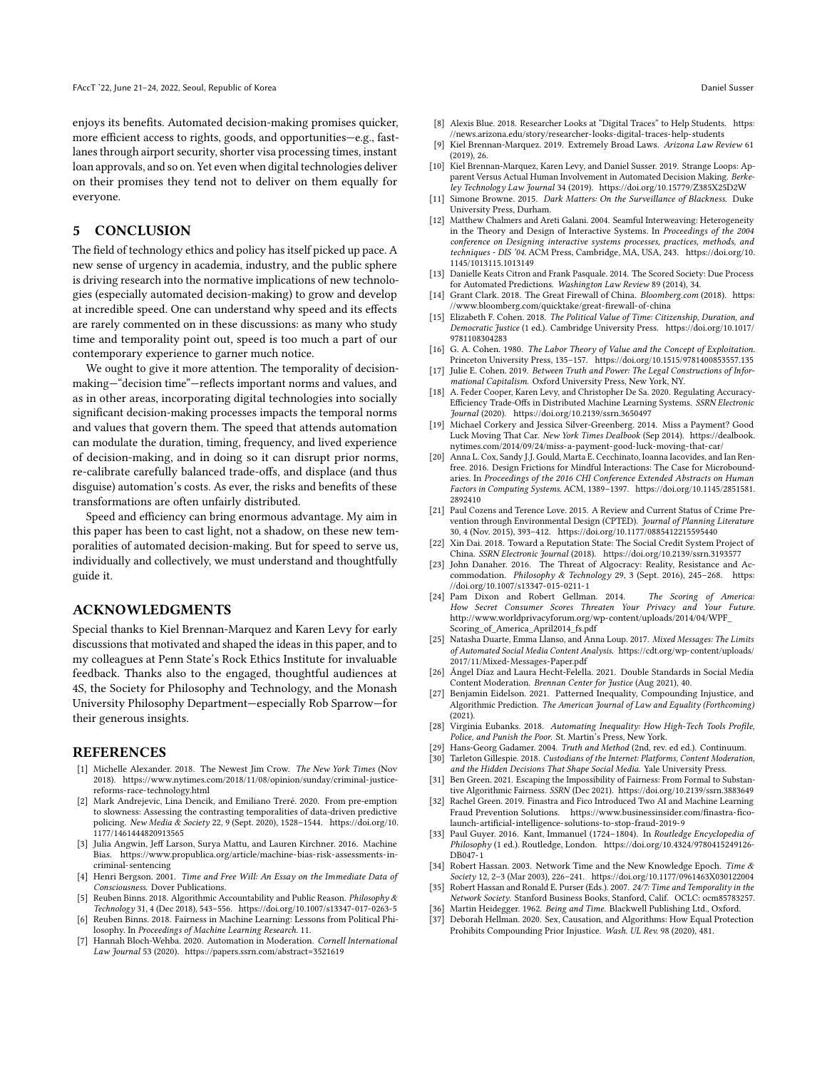enjoys its benefits. Automated decision-making promises quicker, more efficient access to rights, goods, and opportunities—e.g., fast-lanes through airport security, shorter visa processing times, instant loan approvals, and so on. Yet even when digital technologies deliver on their promises they tend not to deliver on them equally for everyone.

## 5 CONCLUSION

The field of technology ethics and policy has itself picked up pace. A new sense of urgency in academia, industry, and the public sphere is driving research into the normative implications of new technologies (especially automated decision-making) to grow and develop at incredible speed. One can understand why speed and its effects are rarely commented on in these discussions: as many who study time and temporality point out, speed is too much a part of our contemporary experience to garner much notice.

We ought to give it more attention. The temporality of decision-making—"decision time"—reflects important norms and values, and as in other areas, incorporating digital technologies into socially significant decision-making processes impacts the temporal norms and values that govern them. The speed that attends automation can modulate the duration, timing, frequency, and lived experience of decision-making, and in doing so it can disrupt prior norms, re-calibrate carefully balanced trade-offs, and displace (and thus disguise) automation's costs. As ever, the risks and benefits of these transformations are often unfairly distributed.

Speed and efficiency can bring enormous advantage. My aim in this paper has been to cast light, not a shadow, on these new temporalities of automated decision-making. But for speed to serve us, individually and collectively, we must understand and thoughtfully guide it.

## ACKNOWLEDGMENTS

Special thanks to Kiel Brennan-Marquez and Karen Levy for early discussions that motivated and shaped the ideas in this paper, and to my colleagues at Penn State's Rock Ethics Institute for invaluable feedback. Thanks also to the engaged, thoughtful audiences at 4S, the Society for Philosophy and Technology, and the Monash University Philosophy Department—especially Rob Sparrow—for their generous insights.

## REFERENCES

[1] Michelle Alexander. 2018. The Newest Jim Crow. *The New York Times* (Nov 2018). https://www.nytimes.com/2018/11/08/opinion/sunday/criminal-justice-reforms-race-technology.html

[2] Mark Andrejevic, Lina Dencik, and Emiliano Treré. 2020. From pre-emption to slowness: Assessing the contrasting temporalities of data-driven predictive policing. *New Media & Society* 22, 9 (Sept. 2020), 1528–1544. https://doi.org/10.1177/1461444820913565

[3] Julia Angwin, Jeff Larson, Surya Mattu, and Lauren Kirchner. 2016. Machine Bias. https://www.propublica.org/article/machine-bias-risk-assessments-in-criminal-sentencing

[4] Henri Bergson. 2001. *Time and Free Will: An Essay on the Immediate Data of Consciousness.* Dover Publications.

[5] Reuben Binns. 2018. Algorithmic Accountability and Public Reason. *Philosophy & Technology* 31, 4 (Dec 2018), 543–556. https://doi.org/10.1007/s13347-017-0263-5

[6] Reuben Binns. 2018. Fairness in Machine Learning: Lessons from Political Philosophy. In *Proceedings of Machine Learning Research*. 11.

[7] Hannah Bloch-Wehba. 2020. Automation in Moderation. *Cornell International Law Journal* 53 (2020). https://papers.ssrn.com/abstract=3521619

[8] Alexis Blue. 2018. Researcher Looks at "Digital Traces" to Help Students. https://news.arizona.edu/story/researcher-looks-digital-traces-help-students

[9] Kiel Brennan-Marquez. 2019. Extremely Broad Laws. *Arizona Law Review* 61 (2019), 26.

[10] Kiel Brennan-Marquez, Karen Levy, and Daniel Susser. 2019. Strange Loops: Apparent Versus Actual Human Involvement in Automated Decision Making. *Berkeley Technology Law Journal* 34 (2019). https://doi.org/10.15779/Z385X25D2W

[11] Simone Browne. 2015. *Dark Matters: On the Surveillance of Blackness.* Duke University Press, Durham.

[12] Matthew Chalmers and Areti Galani. 2004. Seamful Interweaving: Heterogeneity in the Theory and Design of Interactive Systems. In *Proceedings of the 2004 conference on Designing interactive systems processes, practices, methods, and techniques - DIS '04.* ACM Press, Cambridge, MA, USA, 243. https://doi.org/10.1145/1013115.1013149

[13] Danielle Keats Citron and Frank Pasquale. 2014. The Scored Society: Due Process for Automated Predictions. *Washington Law Review* 89 (2014), 34.

[14] Grant Clark. 2018. The Great Firewall of China. *Bloomberg.com* (2018). https://www.bloomberg.com/quicktake/great-firewall-of-china

[15] Elizabeth F. Cohen. 2018. *The Political Value of Time: Citizenship, Duration, and Democratic Justice* (1 ed.). Cambridge University Press. https://doi.org/10.1017/9781108304283

[16] G. A. Cohen. 1980. *The Labor Theory of Value and the Concept of Exploitation.* Princeton University Press, 135–157. https://doi.org/10.1515/9781400853557.135

[17] Julie E. Cohen. 2019. *Between Truth and Power: The Legal Constructions of Informational Capitalism.* Oxford University Press, New York, NY.

[18] A. Feder Cooper, Karen Levy, and Christopher De Sa. 2020. Regulating Accuracy-Efficiency Trade-Offs in Distributed Machine Learning Systems. *SSRN Electronic Journal* (2020). https://doi.org/10.2139/ssrn.3650497

[19] Michael Corkery and Jessica Silver-Greenberg. 2014. Miss a Payment? Good Luck Moving That Car. *New York Times Dealbook* (Sep 2014). https://dealbook.nytimes.com/2014/09/24/miss-a-payment-good-luck-moving-that-car/

[20] Anna L. Cox, Sandy J.J. Gould, Marta E. Cecchinato, Ioanna Iacovides, and Ian Renfree. 2016. Design Frictions for Mindful Interactions: The Case for Microboundaries. In *Proceedings of the 2016 CHI Conference Extended Abstracts on Human Factors in Computing Systems.* ACM, 1389–1397. https://doi.org/10.1145/2851581.2892410

[21] Paul Cozens and Terence Love. 2015. A Review and Current Status of Crime Prevention through Environmental Design (CPTED). *Journal of Planning Literature* 30, 4 (Nov. 2015), 393–412. https://doi.org/10.1177/0885412215595440

[22] Xin Dai. 2018. Toward a Reputation State: The Social Credit System Project of China. *SSRN Electronic Journal* (2018). https://doi.org/10.2139/ssrn.3193577

[23] John Danaher. 2016. The Threat of Algocracy: Reality, Resistance and Accommodation. *Philosophy & Technology* 29, 3 (Sept. 2016), 245–268. https://doi.org/10.1007/s13347-015-0211-1

[24] Pam Dixon and Robert Gellman. 2014. *The Scoring of America: How Secret Consumer Scores Threaten Your Privacy and Your Future.* http://www.worldprivacyforum.org/wp-content/uploads/2014/04/WPF_Scoring_of_America_April2014_fs.pdf

[25] Natasha Duarte, Emma Llanso, and Anna Loup. 2017. *Mixed Messages: The Limits of Automated Social Media Content Analysis.* https://cdt.org/wp-content/uploads/2017/11/Mixed-Messages-Paper.pdf

[26] Ángel Díaz and Laura Hecht-Felella. 2021. Double Standards in Social Media Content Moderation. *Brennan Center for Justice* (Aug 2021), 40.

[27] Benjamin Eidelson. 2021. Patterned Inequality, Compounding Injustice, and Algorithmic Prediction. *The American Journal of Law and Equality (Forthcoming)* (2021).

[28] Virginia Eubanks. 2018. *Automating Inequality: How High-Tech Tools Profile, Police, and Punish the Poor.* St. Martin's Press, New York.

[29] Hans-Georg Gadamer. 2004. *Truth and Method* (2nd, rev. ed ed.). Continuum.

[30] Tarleton Gillespie. 2018. *Custodians of the Internet: Platforms, Content Moderation, and the Hidden Decisions That Shape Social Media.* Yale University Press.

[31] Ben Green. 2021. Escaping the Impossibility of Fairness: From Formal to Substantive Algorithmic Fairness. *SSRN* (Dec 2021). https://doi.org/10.2139/ssrn.3883649

[32] Rachel Green. 2019. Finastra and Fico Introduced Two AI and Machine Learning Fraud Prevention Solutions. https://www.businessinsider.com/finastra-fico-launch-artificial-intelligence-solutions-to-stop-fraud-2019-9

[33] Paul Guyer. 2016. Kant, Immanuel (1724–1804). In *Routledge Encyclopedia of Philosophy* (1 ed.). Routledge, London. https://doi.org/10.4324/9780415249126-DB047-1

[34] Robert Hassan. 2003. Network Time and the New Knowledge Epoch. *Time & Society* 12, 2–3 (Mar 2003), 226–241. https://doi.org/10.1177/0961463X030122004

[35] Robert Hassan and Ronald E. Purser (Eds.). 2007. *24/7: Time and Temporality in the Network Society.* Stanford Business Books, Stanford, Calif. OCLC: ocm85783257.

[36] Martin Heidegger. 1962. *Being and Time.* Blackwell Publishing Ltd., Oxford.

[37] Deborah Hellman. 2020. Sex, Causation, and Algorithms: How Equal Protection Prohibits Compounding Prior Injustice. *Wash. UL Rev.* 98 (2020), 481.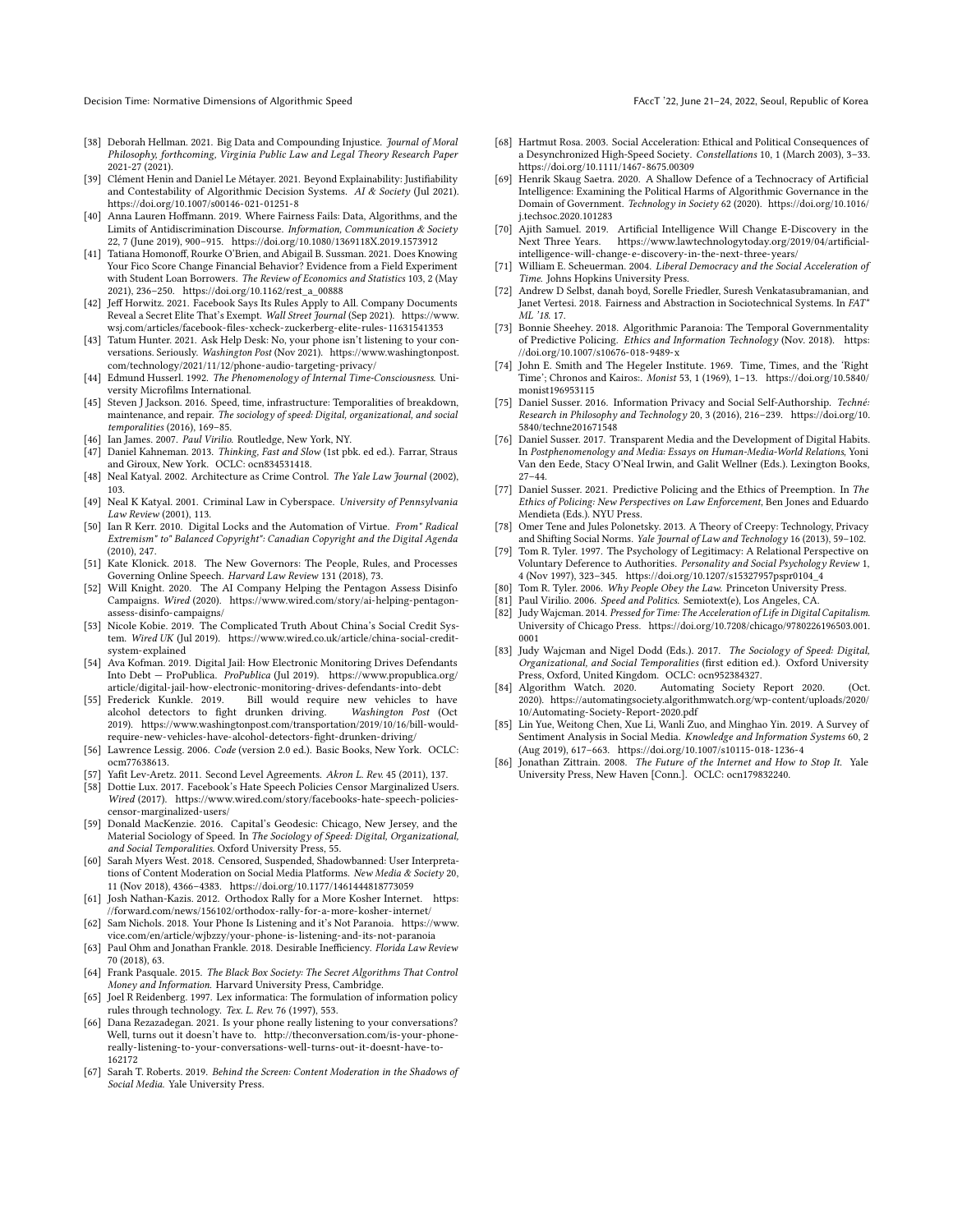[38] Deborah Hellman. 2021. Big Data and Compounding Injustice. *Journal of Moral Philosophy, forthcoming, Virginia Public Law and Legal Theory Research Paper* 2021-27 (2021).

[39] Clément Henin and Daniel Le Métayer. 2021. Beyond Explainability: Justifiability and Contestability of Algorithmic Decision Systems. *AI & Society* (Jul 2021). https://doi.org/10.1007/s00146-021-01251-8

[40] Anna Lauren Hoffmann. 2019. Where Fairness Fails: Data, Algorithms, and the Limits of Antidiscrimination Discourse. *Information, Communication & Society* 22, 7 (June 2019), 900–915. https://doi.org/10.1080/1369118X.2019.1573912

[41] Tatiana Homonoff, Rourke O'Brien, and Abigail B. Sussman. 2021. Does Knowing Your Fico Score Change Financial Behavior? Evidence from a Field Experiment with Student Loan Borrowers. *The Review of Economics and Statistics* 103, 2 (May 2021), 236–250. https://doi.org/10.1162/rest_a_00888

[42] Jeff Horwitz. 2021. Facebook Says Its Rules Apply to All. Company Documents Reveal a Secret Elite That's Exempt. *Wall Street Journal* (Sep 2021). https://www.wsj.com/articles/facebook-files-xcheck-zuckerberg-elite-rules-11631541353

[43] Tatum Hunter. 2021. Ask Help Desk: No, your phone isn't listening to your conversations. Seriously. *Washington Post* (Nov 2021). https://www.washingtonpost.com/technology/2021/11/12/phone-audio-targeting-privacy/

[44] Edmund Husserl. 1992. *The Phenomenology of Internal Time-Consciousness.* University Microfilms International.

[45] Steven J Jackson. 2016. Speed, time, infrastructure: Temporalities of breakdown, maintenance, and repair. *The sociology of speed: Digital, organizational, and social temporalities* (2016), 169–85.

[46] Ian James. 2007. *Paul Virilio.* Routledge, New York, NY.

[47] Daniel Kahneman. 2013. *Thinking, Fast and Slow* (1st pbk. ed ed.). Farrar, Straus and Giroux, New York. OCLC: ocn834531418.

[48] Neal Katyal. 2002. Architecture as Crime Control. *The Yale Law Journal* (2002), 103.

[49] Neal K Katyal. 2001. Criminal Law in Cyberspace. *University of Pennsylvania Law Review* (2001), 113.

[50] Ian R Kerr. 2010. Digital Locks and the Automation of Virtue. *From" Radical Extremism" to" Balanced Copyright": Canadian Copyright and the Digital Agenda* (2010), 247.

[51] Kate Klonick. 2018. The New Governors: The People, Rules, and Processes Governing Online Speech. *Harvard Law Review* 131 (2018), 73.

[52] Will Knight. 2020. The AI Company Helping the Pentagon Assess Disinfo Campaigns. *Wired* (2020). https://www.wired.com/story/ai-helping-pentagon-assess-disinfo-campaigns/

[53] Nicole Kobie. 2019. The Complicated Truth About China's Social Credit System. *Wired UK* (Jul 2019). https://www.wired.co.uk/article/china-social-credit-system-explained

[54] Ava Kofman. 2019. Digital Jail: How Electronic Monitoring Drives Defendants Into Debt — ProPublica. *ProPublica* (Jul 2019). https://www.propublica.org/article/digital-jail-how-electronic-monitoring-drives-defendants-into-debt

[55] Frederick Kunkle. 2019. Bill would require new vehicles to have alcohol detectors to fight drunken driving. *Washington Post* (Oct 2019). https://www.washingtonpost.com/transportation/2019/10/16/bill-would-require-new-vehicles-have-alcohol-detectors-fight-drunken-driving/

[56] Lawrence Lessig. 2006. *Code* (version 2.0 ed.). Basic Books, New York. OCLC: ocm77638613.

[57] Yafit Lev-Aretz. 2011. Second Level Agreements. *Akron L. Rev.* 45 (2011), 137.

[58] Dottie Lux. 2017. Facebook's Hate Speech Policies Censor Marginalized Users. *Wired* (2017). https://www.wired.com/story/facebooks-hate-speech-policies-censor-marginalized-users/

[59] Donald MacKenzie. 2016. Capital's Geodesic: Chicago, New Jersey, and the Material Sociology of Speed. In *The Sociology of Speed: Digital, Organizational, and Social Temporalities.* Oxford University Press, 55.

[60] Sarah Myers West. 2018. Censored, Suspended, Shadowbanned: User Interpretations of Content Moderation on Social Media Platforms. *New Media & Society* 20, 11 (Nov 2018), 4366–4383. https://doi.org/10.1177/1461444818773059

[61] Josh Nathan-Kazis. 2012. Orthodox Rally for a More Kosher Internet. https://forward.com/news/156102/orthodox-rally-for-a-more-kosher-internet/

[62] Sam Nichols. 2018. Your Phone Is Listening and it's Not Paranoia. https://www.vice.com/en/article/wjbzzy/your-phone-is-listening-and-its-not-paranoia

[63] Paul Ohm and Jonathan Frankle. 2018. Desirable Inefficiency. *Florida Law Review* 70 (2018), 63.

[64] Frank Pasquale. 2015. *The Black Box Society: The Secret Algorithms That Control Money and Information.* Harvard University Press, Cambridge.

[65] Joel R Reidenberg. 1997. Lex informatica: The formulation of information policy rules through technology. *Tex. L. Rev.* 76 (1997), 553.

[66] Dana Rezazadegan. 2021. Is your phone really listening to your conversations? Well, turns out it doesn't have to. http://theconversation.com/is-your-phone-really-listening-to-your-conversations-well-turns-out-it-doesnt-have-to-162172

[67] Sarah T. Roberts. 2019. *Behind the Screen: Content Moderation in the Shadows of Social Media.* Yale University Press.

[68] Hartmut Rosa. 2003. Social Acceleration: Ethical and Political Consequences of a Desynchronized High-Speed Society. *Constellations* 10, 1 (March 2003), 3–33. https://doi.org/10.1111/1467-8675.00309

[69] Henrik Skaug Saetra. 2020. A Shallow Defence of a Technocracy of Artificial Intelligence: Examining the Political Harms of Algorithmic Governance in the Domain of Government. *Technology in Society* 62 (2020). https://doi.org/10.1016/j.techsoc.2020.101283

[70] Ajith Samuel. 2019. Artificial Intelligence Will Change E-Discovery in the Next Three Years. https://www.lawtechnologytoday.org/2019/04/artificial-intelligence-will-change-e-discovery-in-the-next-three-years/

[71] William E. Scheuerman. 2004. *Liberal Democracy and the Social Acceleration of Time.* Johns Hopkins University Press.

[72] Andrew D Selbst, danah boyd, Sorelle Friedler, Suresh Venkatasubramanian, and Janet Vertesi. 2018. Fairness and Abstraction in Sociotechnical Systems. In *FAT\* ML '18.* 17.

[73] Bonnie Sheehey. 2018. Algorithmic Paranoia: The Temporal Governmentality of Predictive Policing. *Ethics and Information Technology* (Nov. 2018). https://doi.org/10.1007/s10676-018-9489-x

[74] John E. Smith and The Hegeler Institute. 1969. Time, Times, and the 'Right Time'; Chronos and Kairos:. *Monist* 53, 1 (1969), 1–13. https://doi.org/10.5840/monist196953115

[75] Daniel Susser. 2016. Information Privacy and Social Self-Authorship. *Techné: Research in Philosophy and Technology* 20, 3 (2016), 216–239. https://doi.org/10.5840/techne201671548

[76] Daniel Susser. 2017. Transparent Media and the Development of Digital Habits. In *Postphenomenology and Media: Essays on Human-Media-World Relations*, Yoni Van den Eede, Stacy O'Neal Irwin, and Galit Wellner (Eds.). Lexington Books, 27–44.

[77] Daniel Susser. 2021. Predictive Policing and the Ethics of Preemption. In *The Ethics of Policing: New Perspectives on Law Enforcement*, Ben Jones and Eduardo Mendieta (Eds.). NYU Press.

[78] Omer Tene and Jules Polonetsky. 2013. A Theory of Creepy: Technology, Privacy and Shifting Social Norms. *Yale Journal of Law and Technology* 16 (2013), 59–102.

[79] Tom R. Tyler. 1997. The Psychology of Legitimacy: A Relational Perspective on Voluntary Deference to Authorities. *Personality and Social Psychology Review* 1, 4 (Nov 1997), 323–345. https://doi.org/10.1207/s15327957pspr0104_4

[80] Tom R. Tyler. 2006. *Why People Obey the Law.* Princeton University Press.

[81] Paul Virilio. 2006. *Speed and Politics.* Semiotext(e), Los Angeles, CA.

[82] Judy Wajcman. 2014. *Pressed for Time: The Acceleration of Life in Digital Capitalism.* University of Chicago Press. https://doi.org/10.7208/chicago/9780226196503.001.0001

[83] Judy Wajcman and Nigel Dodd (Eds.). 2017. *The Sociology of Speed: Digital, Organizational, and Social Temporalities* (first edition ed.). Oxford University Press, Oxford, United Kingdom. OCLC: ocn952384327.

[84] Algorithm Watch. 2020. Automating Society Report 2020. (Oct. 2020). https://automatingsociety.algorithmwatch.org/wp-content/uploads/2020/10/Automating-Society-Report-2020.pdf

[85] Lin Yue, Weitong Chen, Xue Li, Wanli Zuo, and Minghao Yin. 2019. A Survey of Sentiment Analysis in Social Media. *Knowledge and Information Systems* 60, 2 (Aug 2019), 617–663. https://doi.org/10.1007/s10115-018-1236-4

[86] Jonathan Zittrain. 2008. *The Future of the Internet and How to Stop It.* Yale University Press, New Haven [Conn.]. OCLC: ocn179832240.